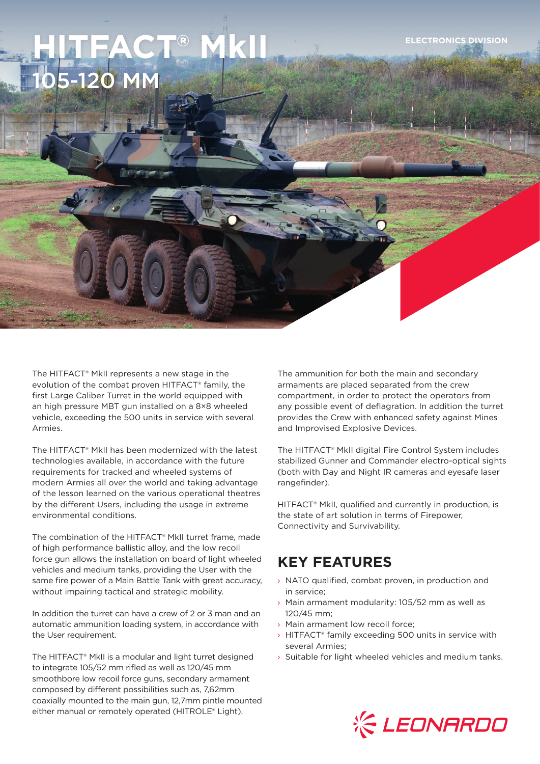# HITFACT® MkII
## 105-120 MM

ELECTRONICS DIVISION

The HITFACT® MkII represents a new stage in the evolution of the combat proven HITFACT® family, the first Large Caliber Turret in the world equipped with an high pressure MBT gun installed on a 8×8 wheeled vehicle, exceeding the 500 units in service with several Armies.

The HITFACT® MkII has been modernized with the latest technologies available, in accordance with the future requirements for tracked and wheeled systems of modern Armies all over the world and taking advantage of the lesson learned on the various operational theatres by the different Users, including the usage in extreme environmental conditions.

The combination of the HITFACT® MkII turret frame, made of high performance ballistic alloy, and the low recoil force gun allows the installation on board of light wheeled vehicles and medium tanks, providing the User with the same fire power of a Main Battle Tank with great accuracy, without impairing tactical and strategic mobility.

In addition the turret can have a crew of 2 or 3 man and an automatic ammunition loading system, in accordance with the User requirement.

The HITFACT® MkII is a modular and light turret designed to integrate 105/52 mm rifled as well as 120/45 mm smoothbore low recoil force guns, secondary armament composed by different possibilities such as, 7,62mm coaxially mounted to the main gun, 12,7mm pintle mounted either manual or remotely operated (HITROLE® Light).

The ammunition for both the main and secondary armaments are placed separated from the crew compartment, in order to protect the operators from any possible event of deflagration. In addition the turret provides the Crew with enhanced safety against Mines and Improvised Explosive Devices.

The HITFACT® MkII digital Fire Control System includes stabilized Gunner and Commander electro-optical sights (both with Day and Night IR cameras and eyesafe laser rangefinder).

HITFACT® MkII, qualified and currently in production, is the state of art solution in terms of Firepower, Connectivity and Survivability.

## KEY FEATURES

- NATO qualified, combat proven, in production and in service;
- Main armament modularity: 105/52 mm as well as 120/45 mm;
- Main armament low recoil force;
- HITFACT® family exceeding 500 units in service with several Armies;
- Suitable for light wheeled vehicles and medium tanks.

LEONARDO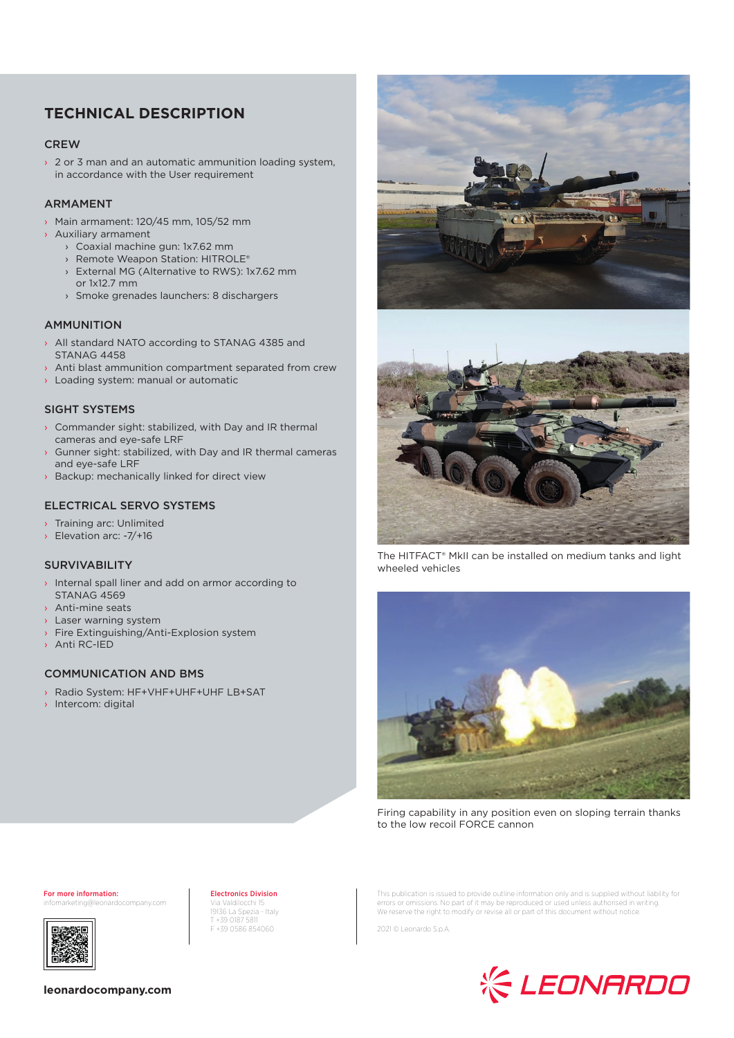## TECHNICAL DESCRIPTION

### CREW

- 2 or 3 man and an automatic ammunition loading system, in accordance with the User requirement

### ARMAMENT

- Main armament: 120/45 mm, 105/52 mm
- Auxiliary armament
  - Coaxial machine gun: 1x7.62 mm
  - Remote Weapon Station: HITROLE®
  - External MG (Alternative to RWS): 1x7.62 mm or 1x12.7 mm
  - Smoke grenades launchers: 8 dischargers

### AMMUNITION

- All standard NATO according to STANAG 4385 and STANAG 4458
- Anti blast ammunition compartment separated from crew
- Loading system: manual or automatic

### SIGHT SYSTEMS

- Commander sight: stabilized, with Day and IR thermal cameras and eye-safe LRF
- Gunner sight: stabilized, with Day and IR thermal cameras and eye-safe LRF
- Backup: mechanically linked for direct view

### ELECTRICAL SERVO SYSTEMS

- Training arc: Unlimited
- Elevation arc: -7/+16

### SURVIVABILITY

- Internal spall liner and add on armor according to STANAG 4569
- Anti-mine seats
- Laser warning system
- Fire Extinguishing/Anti-Explosion system
- Anti RC-IED

### COMMUNICATION AND BMS

- Radio System: HF+VHF+UHF+UHF LB+SAT
- Intercom: digital

The HITFACT® MkII can be installed on medium tanks and light wheeled vehicles

Firing capability in any position even on sloping terrain thanks to the low recoil FORCE cannon

**For more information:**
infomarketing@leonardocompany.com

**Electronics Division**
Via Valdilocchi 15
19136 La Spezia - Italy
T +39 0187 5811
F +39 0586 854060

This publication is issued to provide outline information only and is supplied without liability for errors or omissions. No part of it may be reproduced or used unless authorised in writing. We reserve the right to modify or revise all or part of this document without notice.

2021 © Leonardo S.p.A.

**leonardocompany.com**

LEONARDO